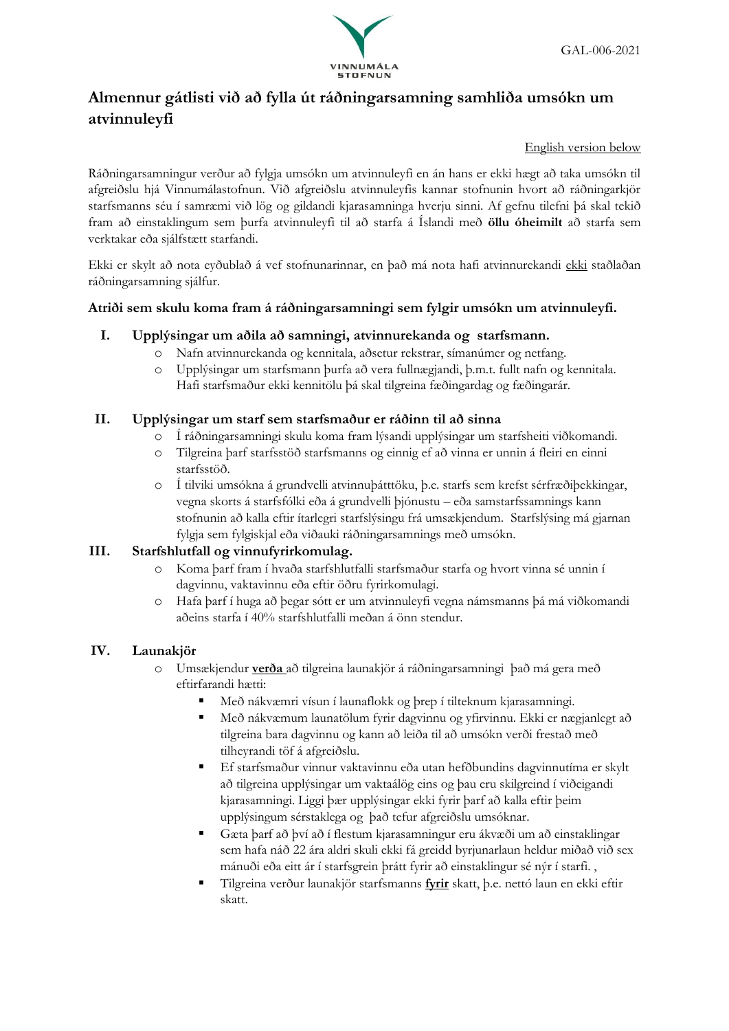GAL-006-2021

# Almennur gátlisti við að fylla út ráðningarsamning samhliða umsókn um atvinnuleyfi

English version below

Ráðningarsamningur verður að fylgja umsókn um atvinnuleyfi en án hans er ekki hægt að taka umsókn til afgreiðslu hjá Vinnumálastofnun. Við afgreiðslu atvinnuleyfis kannar stofnunin hvort að ráðningarkjör starfsmanns séu í samræmi við lög og gildandi kjarasamninga hverju sinni. Af gefnu tilefni þá skal tekið fram að einstaklingum sem þurfa atvinnuleyfi til að starfa á Íslandi með **öllu óheimilt** að starfa sem verktakar eða sjálfstætt starfandi.

Ekki er skylt að nota eyðublað á vef stofnunarinnar, en það má nota hafi atvinnurekandi ekki staðlaðan ráðningarsamning sjálfur.

### Atriði sem skulu koma fram á ráðningarsamningi sem fylgir umsókn um atvinnuleyfi.

**I. Upplýsingar um aðila að samningi, atvinnurekanda og starfsmann.**

- Nafn atvinnurekanda og kennitala, aðsetur rekstrar, símanúmer og netfang.
- Upplýsingar um starfsmann þurfa að vera fullnægjandi, þ.m.t. fullt nafn og kennitala. Hafi starfsmaður ekki kennitölu þá skal tilgreina fæðingardag og fæðingarár.

**II. Upplýsingar um starf sem starfsmaður er ráðinn til að sinna**

- Í ráðningarsamningi skulu koma fram lýsandi upplýsingar um starfsheiti viðkomandi.
- Tilgreina þarf starfsstöð starfsmanns og einnig ef að vinna er unnin á fleiri en einni starfsstöð.
- Í tilviki umsókna á grundvelli atvinnuþátttöku, þ.e. starfs sem krefst sérfræðiþekkingar, vegna skorts á starfsfólki eða á grundvelli þjónustu – eða samstarfssamnings kann stofnunin að kalla eftir ítarlegri starfslýsingu frá umsækjendum. Starfslýsing má gjarnan fylgja sem fylgiskjal eða viðauki ráðningarsamnings með umsókn.

**III. Starfshlutfall og vinnufyrirkomulag.**

- Koma þarf fram í hvaða starfshlutfalli starfsmaður starfa og hvort vinna sé unnin í dagvinnu, vaktavinnu eða eftir öðru fyrirkomulagi.
- Hafa þarf í huga að þegar sótt er um atvinnuleyfi vegna námsmanns þá má viðkomandi aðeins starfa í 40% starfshlutfalli meðan á önn stendur.

**IV. Launakjör**

- Umsækjendur **verða** að tilgreina launakjör á ráðningarsamningi það má gera með eftirfarandi hætti:
  - Með nákvæmri vísun í launaflokk og þrep í tilteknum kjarasamningi.
  - Með nákvæmum launatölum fyrir dagvinnu og yfirvinnu. Ekki er nægjanlegt að tilgreina bara dagvinnu og kann að leiða til að umsókn verði frestað með tilheyrandi töf á afgreiðslu.
  - Ef starfsmaður vinnur vaktavinnu eða utan hefðbundins dagvinnutíma er skylt að tilgreina upplýsingar um vaktaálög eins og þau eru skilgreind í viðeigandi kjarasamningi. Liggi þær upplýsingar ekki fyrir þarf að kalla eftir þeim upplýsingum sérstaklega og það tefur afgreiðslu umsóknar.
  - Gæta þarf að því að í flestum kjarasamningur eru ákvæði um að einstaklingar sem hafa náð 22 ára aldri skuli ekki fá greidd byrjunarlaun heldur miðað við sex mánuði eða eitt ár í starfsgrein þrátt fyrir að einstaklingur sé nýr í starfi. ,
  - Tilgreina verður launakjör starfsmanns **fyrir** skatt, þ.e. nettó laun en ekki eftir skatt.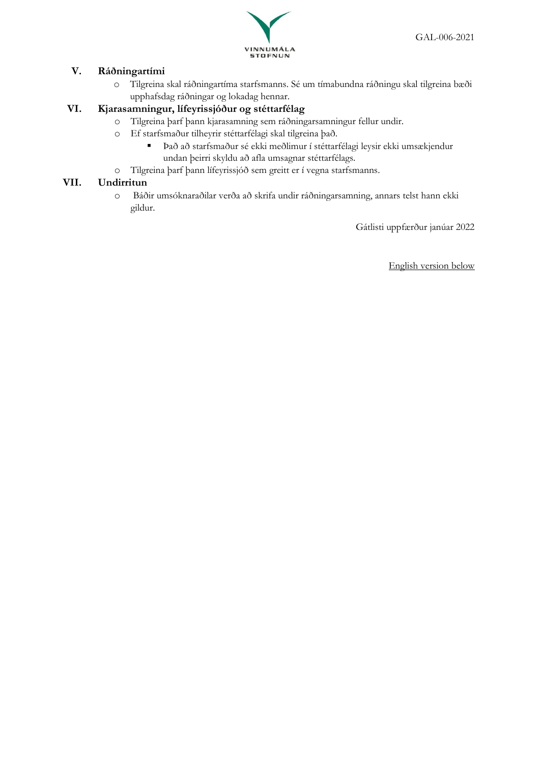## V. Ráðningartími

- Tilgreina skal ráðningartíma starfsmanns. Sé um tímabundna ráðningu skal tilgreina bæði upphafsdag ráðningar og lokadag hennar.

## VI. Kjarasamningur, lífeyrissjóður og stéttarfélag

- Tilgreina þarf þann kjarasamning sem ráðningarsamningur fellur undir.
- Ef starfsmaður tilheyrir stéttarfélagi skal tilgreina það.
  - Það að starfsmaður sé ekki meðlimur í stéttarfélagi leysir ekki umsækjendur undan þeirri skyldu að afla umsagnar stéttarfélags.
- Tilgreina þarf þann lífeyrissjóð sem greitt er í vegna starfsmanns.

## VII. Undirritun

- Báðir umsóknaraðilar verða að skrifa undir ráðningarsamning, annars telst hann ekki gildur.

Gátlisti uppfærður janúar 2022

English version below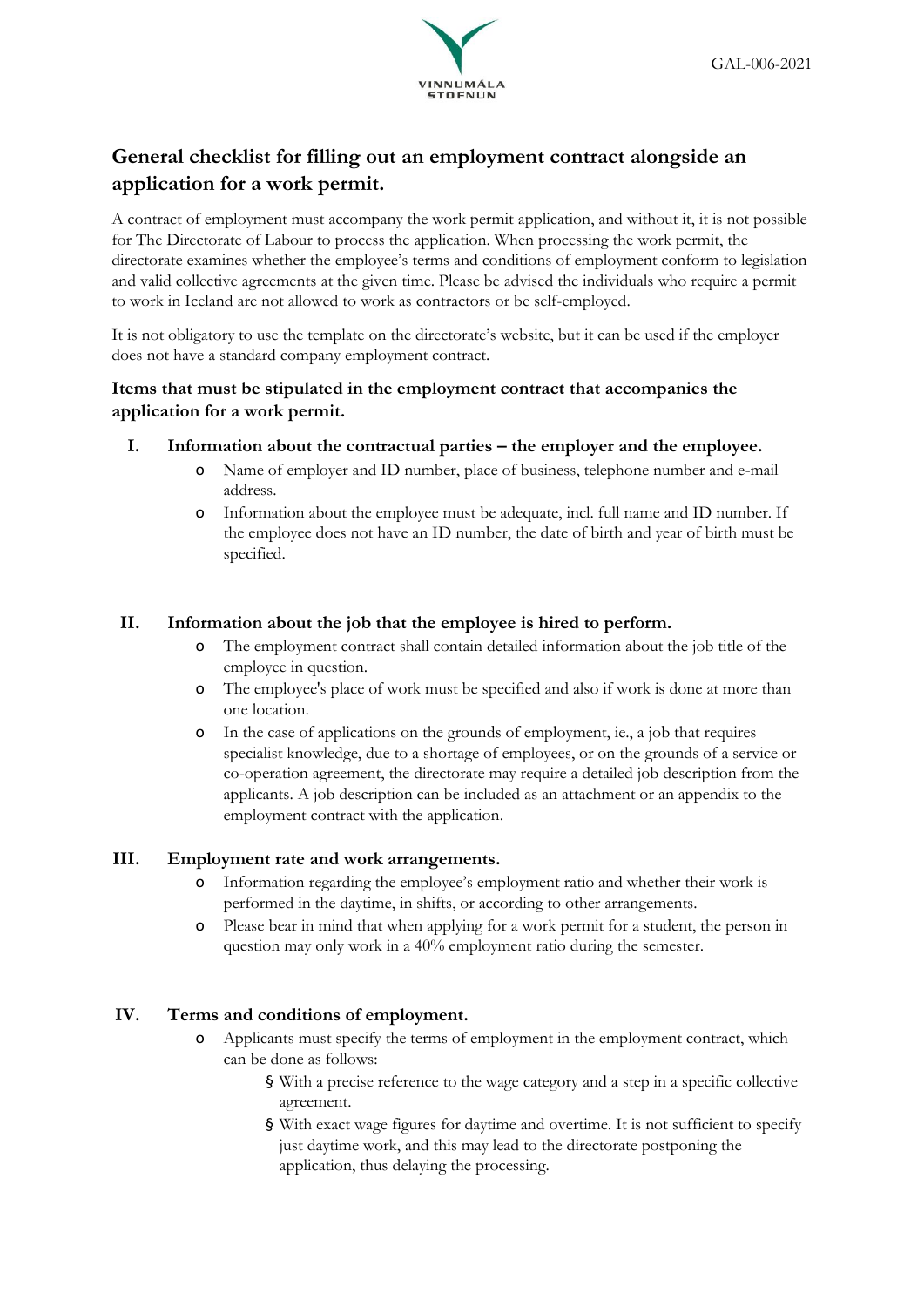## General checklist for filling out an employment contract alongside an application for a work permit.

A contract of employment must accompany the work permit application, and without it, it is not possible for The Directorate of Labour to process the application. When processing the work permit, the directorate examines whether the employee's terms and conditions of employment conform to legislation and valid collective agreements at the given time. Please be advised the individuals who require a permit to work in Iceland are not allowed to work as contractors or be self-employed.

It is not obligatory to use the template on the directorate's website, but it can be used if the employer does not have a standard company employment contract.

### Items that must be stipulated in the employment contract that accompanies the application for a work permit.

**I. Information about the contractual parties – the employer and the employee.**

- Name of employer and ID number, place of business, telephone number and e-mail address.
- Information about the employee must be adequate, incl. full name and ID number. If the employee does not have an ID number, the date of birth and year of birth must be specified.

**II. Information about the job that the employee is hired to perform.**

- The employment contract shall contain detailed information about the job title of the employee in question.
- The employee's place of work must be specified and also if work is done at more than one location.
- In the case of applications on the grounds of employment, ie., a job that requires specialist knowledge, due to a shortage of employees, or on the grounds of a service or co-operation agreement, the directorate may require a detailed job description from the applicants. A job description can be included as an attachment or an appendix to the employment contract with the application.

**III. Employment rate and work arrangements.**

- Information regarding the employee's employment ratio and whether their work is performed in the daytime, in shifts, or according to other arrangements.
- Please bear in mind that when applying for a work permit for a student, the person in question may only work in a 40% employment ratio during the semester.

**IV. Terms and conditions of employment.**

- Applicants must specify the terms of employment in the employment contract, which can be done as follows:
  - With a precise reference to the wage category and a step in a specific collective agreement.
  - With exact wage figures for daytime and overtime. It is not sufficient to specify just daytime work, and this may lead to the directorate postponing the application, thus delaying the processing.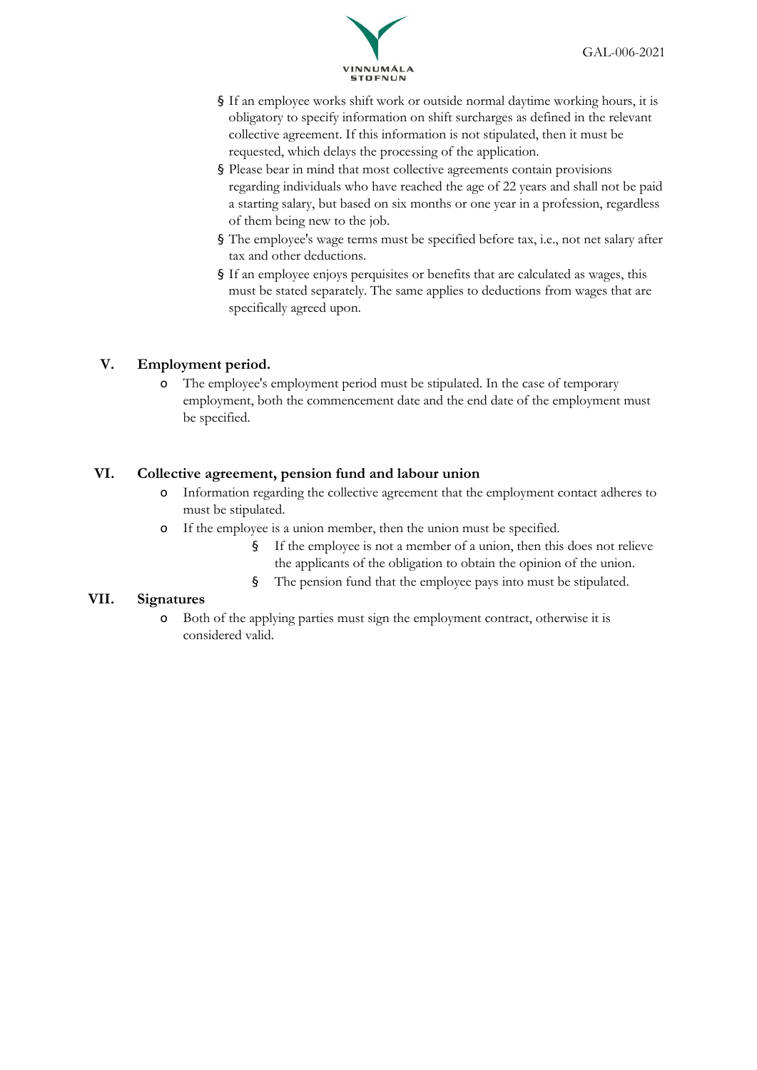- If an employee works shift work or outside normal daytime working hours, it is obligatory to specify information on shift surcharges as defined in the relevant collective agreement. If this information is not stipulated, then it must be requested, which delays the processing of the application.
- Please bear in mind that most collective agreements contain provisions regarding individuals who have reached the age of 22 years and shall not be paid a starting salary, but based on six months or one year in a profession, regardless of them being new to the job.
- The employee's wage terms must be specified before tax, i.e., not net salary after tax and other deductions.
- If an employee enjoys perquisites or benefits that are calculated as wages, this must be stated separately. The same applies to deductions from wages that are specifically agreed upon.

## V. Employment period.

- The employee's employment period must be stipulated. In the case of temporary employment, both the commencement date and the end date of the employment must be specified.

## VI. Collective agreement, pension fund and labour union

- Information regarding the collective agreement that the employment contact adheres to must be stipulated.
- If the employee is a union member, then the union must be specified.
  - If the employee is not a member of a union, then this does not relieve the applicants of the obligation to obtain the opinion of the union.
  - The pension fund that the employee pays into must be stipulated.

## VII. Signatures

- Both of the applying parties must sign the employment contract, otherwise it is considered valid.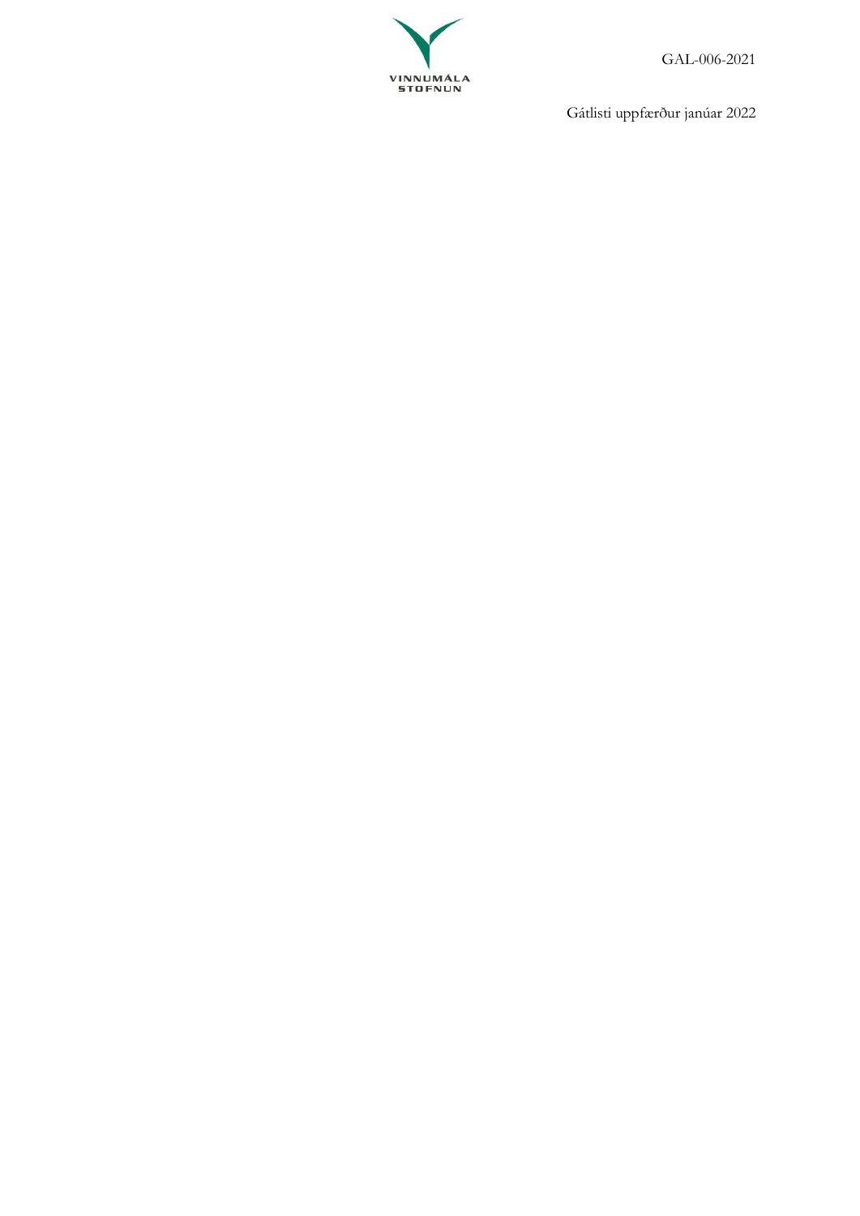Gátlisti uppfærður janúar 2022